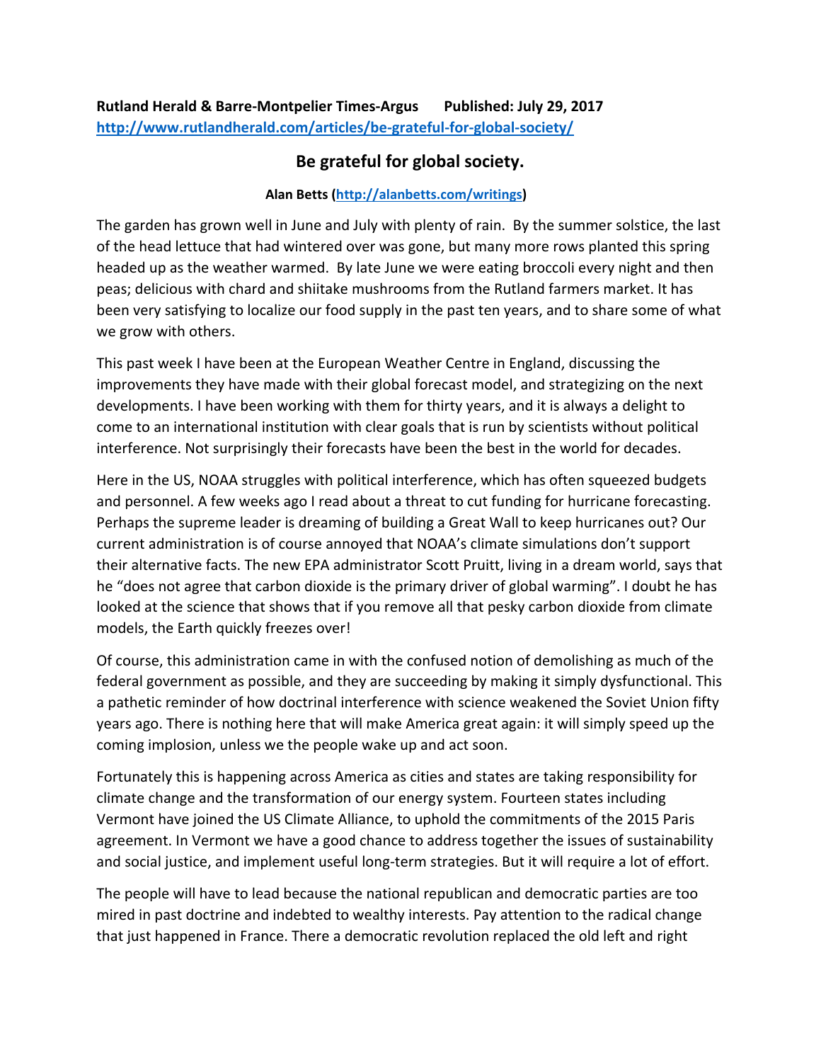**Rutland Herald & Barre-Montpelier Times-Argus    Published: July 29, 2017**
http://www.rutlandherald.com/articles/be-grateful-for-global-society/

# Be grateful for global society.

**Alan Betts (http://alanbetts.com/writings)**

The garden has grown well in June and July with plenty of rain. By the summer solstice, the last of the head lettuce that had wintered over was gone, but many more rows planted this spring headed up as the weather warmed. By late June we were eating broccoli every night and then peas; delicious with chard and shiitake mushrooms from the Rutland farmers market. It has been very satisfying to localize our food supply in the past ten years, and to share some of what we grow with others.

This past week I have been at the European Weather Centre in England, discussing the improvements they have made with their global forecast model, and strategizing on the next developments. I have been working with them for thirty years, and it is always a delight to come to an international institution with clear goals that is run by scientists without political interference. Not surprisingly their forecasts have been the best in the world for decades.

Here in the US, NOAA struggles with political interference, which has often squeezed budgets and personnel. A few weeks ago I read about a threat to cut funding for hurricane forecasting. Perhaps the supreme leader is dreaming of building a Great Wall to keep hurricanes out? Our current administration is of course annoyed that NOAA's climate simulations don't support their alternative facts. The new EPA administrator Scott Pruitt, living in a dream world, says that he "does not agree that carbon dioxide is the primary driver of global warming". I doubt he has looked at the science that shows that if you remove all that pesky carbon dioxide from climate models, the Earth quickly freezes over!

Of course, this administration came in with the confused notion of demolishing as much of the federal government as possible, and they are succeeding by making it simply dysfunctional. This a pathetic reminder of how doctrinal interference with science weakened the Soviet Union fifty years ago. There is nothing here that will make America great again: it will simply speed up the coming implosion, unless we the people wake up and act soon.

Fortunately this is happening across America as cities and states are taking responsibility for climate change and the transformation of our energy system. Fourteen states including Vermont have joined the US Climate Alliance, to uphold the commitments of the 2015 Paris agreement. In Vermont we have a good chance to address together the issues of sustainability and social justice, and implement useful long-term strategies. But it will require a lot of effort.

The people will have to lead because the national republican and democratic parties are too mired in past doctrine and indebted to wealthy interests. Pay attention to the radical change that just happened in France. There a democratic revolution replaced the old left and right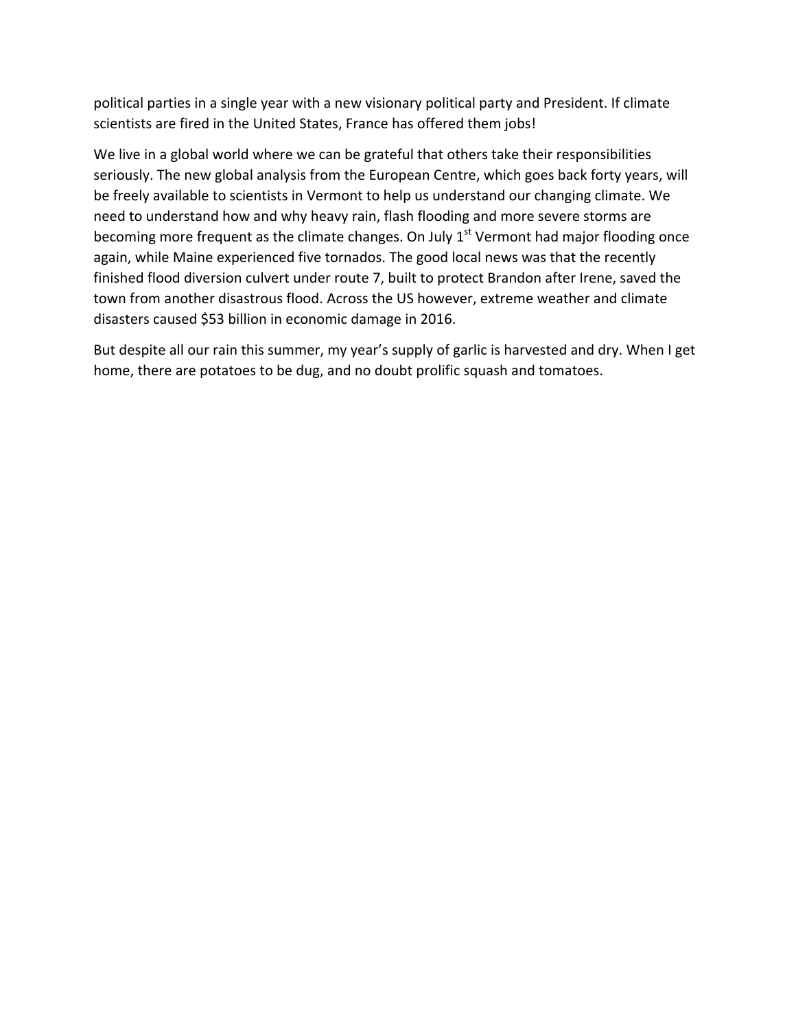political parties in a single year with a new visionary political party and President. If climate scientists are fired in the United States, France has offered them jobs!

We live in a global world where we can be grateful that others take their responsibilities seriously. The new global analysis from the European Centre, which goes back forty years, will be freely available to scientists in Vermont to help us understand our changing climate. We need to understand how and why heavy rain, flash flooding and more severe storms are becoming more frequent as the climate changes. On July 1st Vermont had major flooding once again, while Maine experienced five tornados. The good local news was that the recently finished flood diversion culvert under route 7, built to protect Brandon after Irene, saved the town from another disastrous flood. Across the US however, extreme weather and climate disasters caused $53 billion in economic damage in 2016.

But despite all our rain this summer, my year's supply of garlic is harvested and dry. When I get home, there are potatoes to be dug, and no doubt prolific squash and tomatoes.